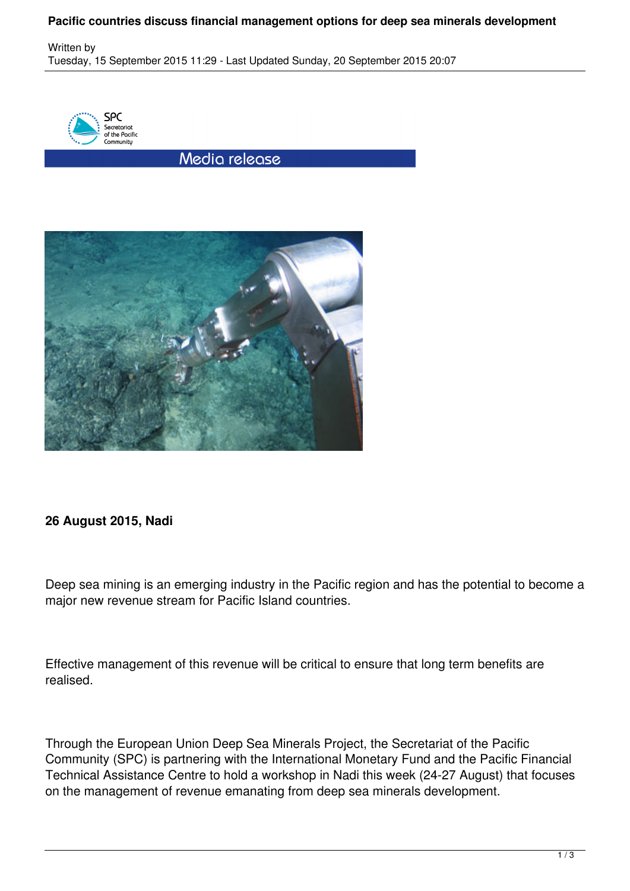# Pacific countries discuss financial management options for deep sea minerals development

Written by
Tuesday, 15 September 2015 11:29 - Last Updated Sunday, 20 September 2015 20:07

SPC Secretariat of the Pacific Community

Media release

**26 August 2015, Nadi**

Deep sea mining is an emerging industry in the Pacific region and has the potential to become a major new revenue stream for Pacific Island countries.

Effective management of this revenue will be critical to ensure that long term benefits are realised.

Through the European Union Deep Sea Minerals Project, the Secretariat of the Pacific Community (SPC) is partnering with the International Monetary Fund and the Pacific Financial Technical Assistance Centre to hold a workshop in Nadi this week (24-27 August) that focuses on the management of revenue emanating from deep sea minerals development.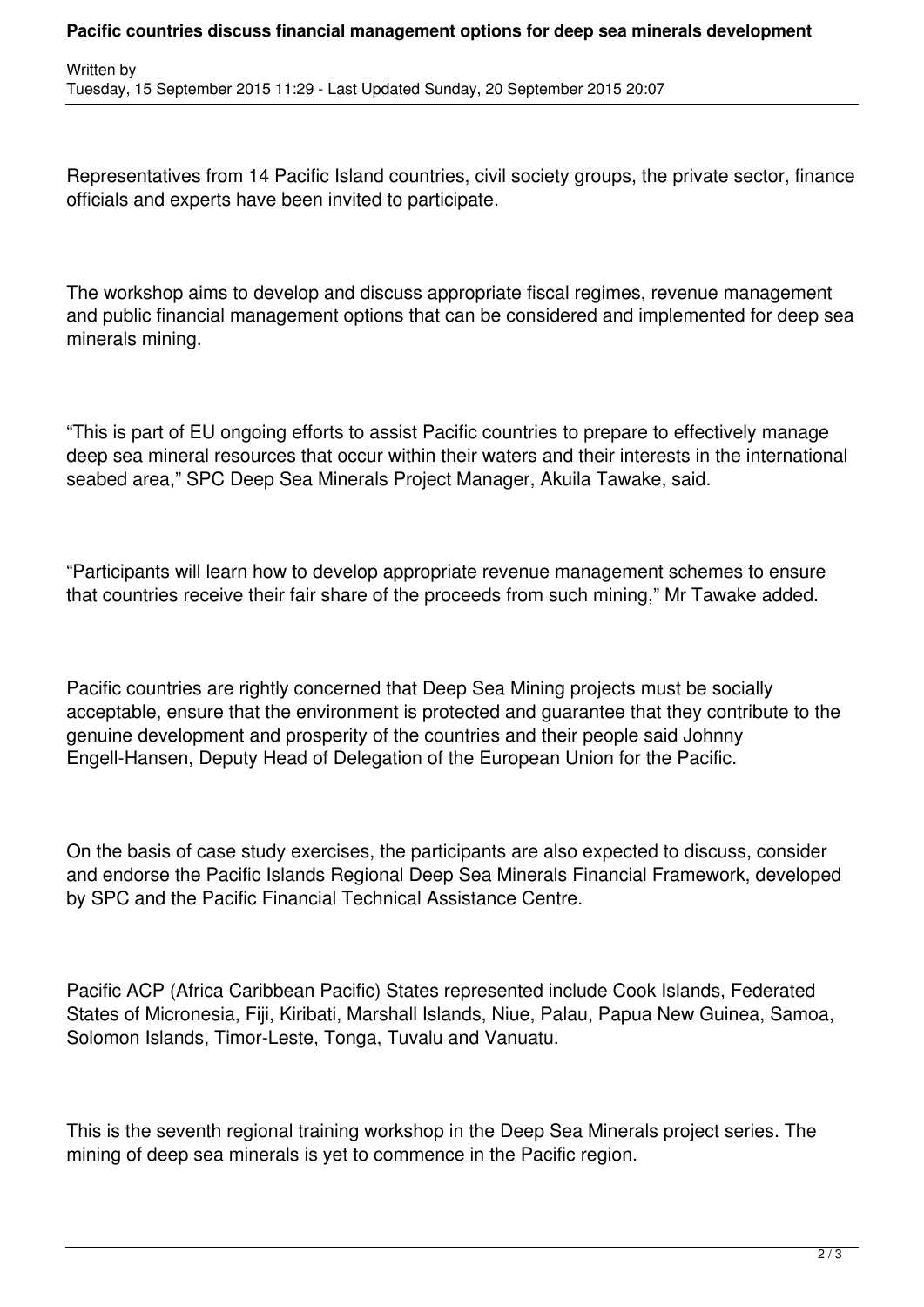Representatives from 14 Pacific Island countries, civil society groups, the private sector, finance officials and experts have been invited to participate.

The workshop aims to develop and discuss appropriate fiscal regimes, revenue management and public financial management options that can be considered and implemented for deep sea minerals mining.

“This is part of EU ongoing efforts to assist Pacific countries to prepare to effectively manage deep sea mineral resources that occur within their waters and their interests in the international seabed area,” SPC Deep Sea Minerals Project Manager, Akuila Tawake, said.

“Participants will learn how to develop appropriate revenue management schemes to ensure that countries receive their fair share of the proceeds from such mining,” Mr Tawake added.

Pacific countries are rightly concerned that Deep Sea Mining projects must be socially acceptable, ensure that the environment is protected and guarantee that they contribute to the genuine development and prosperity of the countries and their people said Johnny Engell-Hansen, Deputy Head of Delegation of the European Union for the Pacific.

On the basis of case study exercises, the participants are also expected to discuss, consider and endorse the Pacific Islands Regional Deep Sea Minerals Financial Framework, developed by SPC and the Pacific Financial Technical Assistance Centre.

Pacific ACP (Africa Caribbean Pacific) States represented include Cook Islands, Federated States of Micronesia, Fiji, Kiribati, Marshall Islands, Niue, Palau, Papua New Guinea, Samoa, Solomon Islands, Timor-Leste, Tonga, Tuvalu and Vanuatu.

This is the seventh regional training workshop in the Deep Sea Minerals project series. The mining of deep sea minerals is yet to commence in the Pacific region.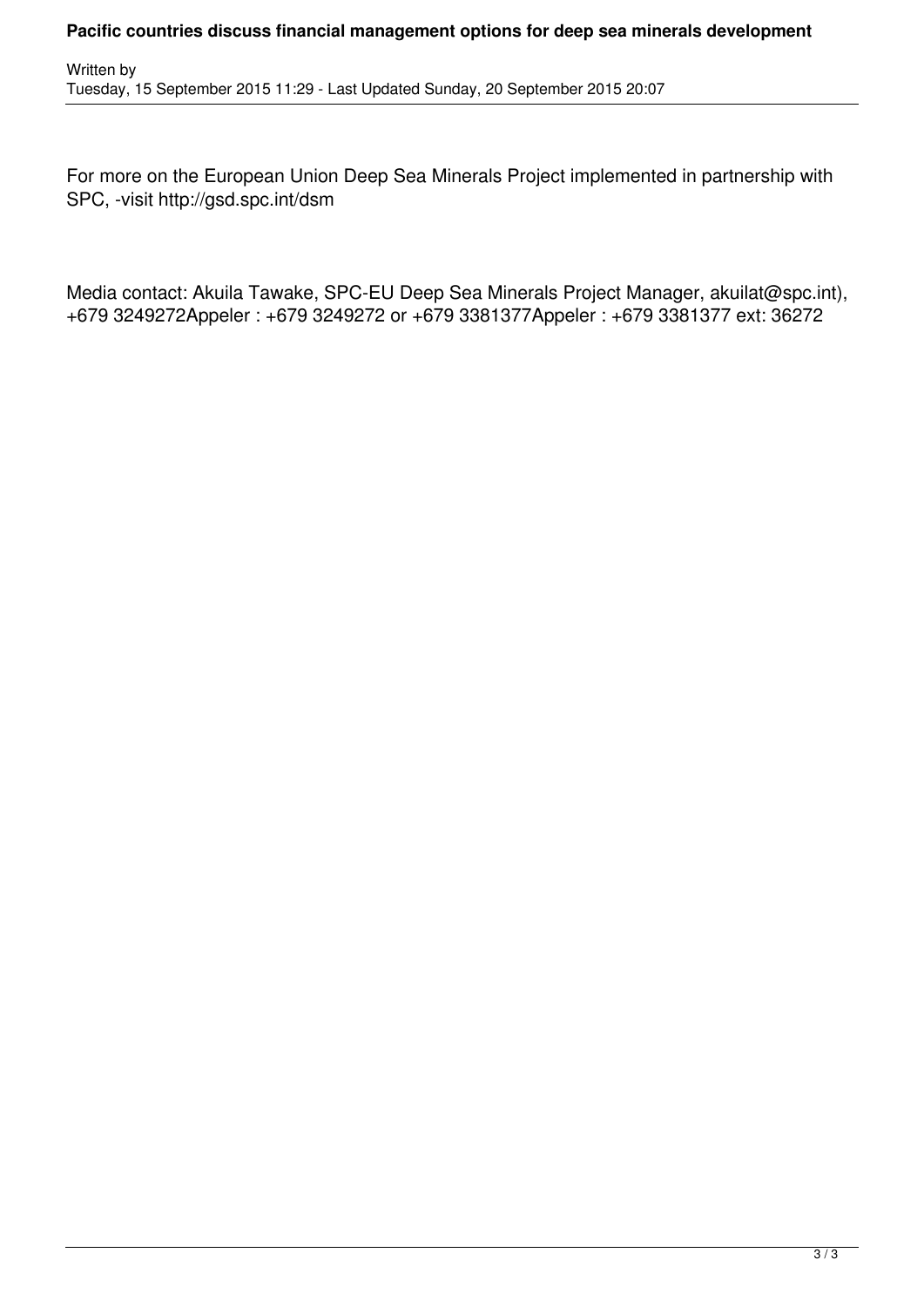For more on the European Union Deep Sea Minerals Project implemented in partnership with SPC, -visit http://gsd.spc.int/dsm

Media contact: Akuila Tawake, SPC-EU Deep Sea Minerals Project Manager, akuilat@spc.int), +679 3249272Appeler : +679 3249272 or +679 3381377Appeler : +679 3381377 ext: 36272